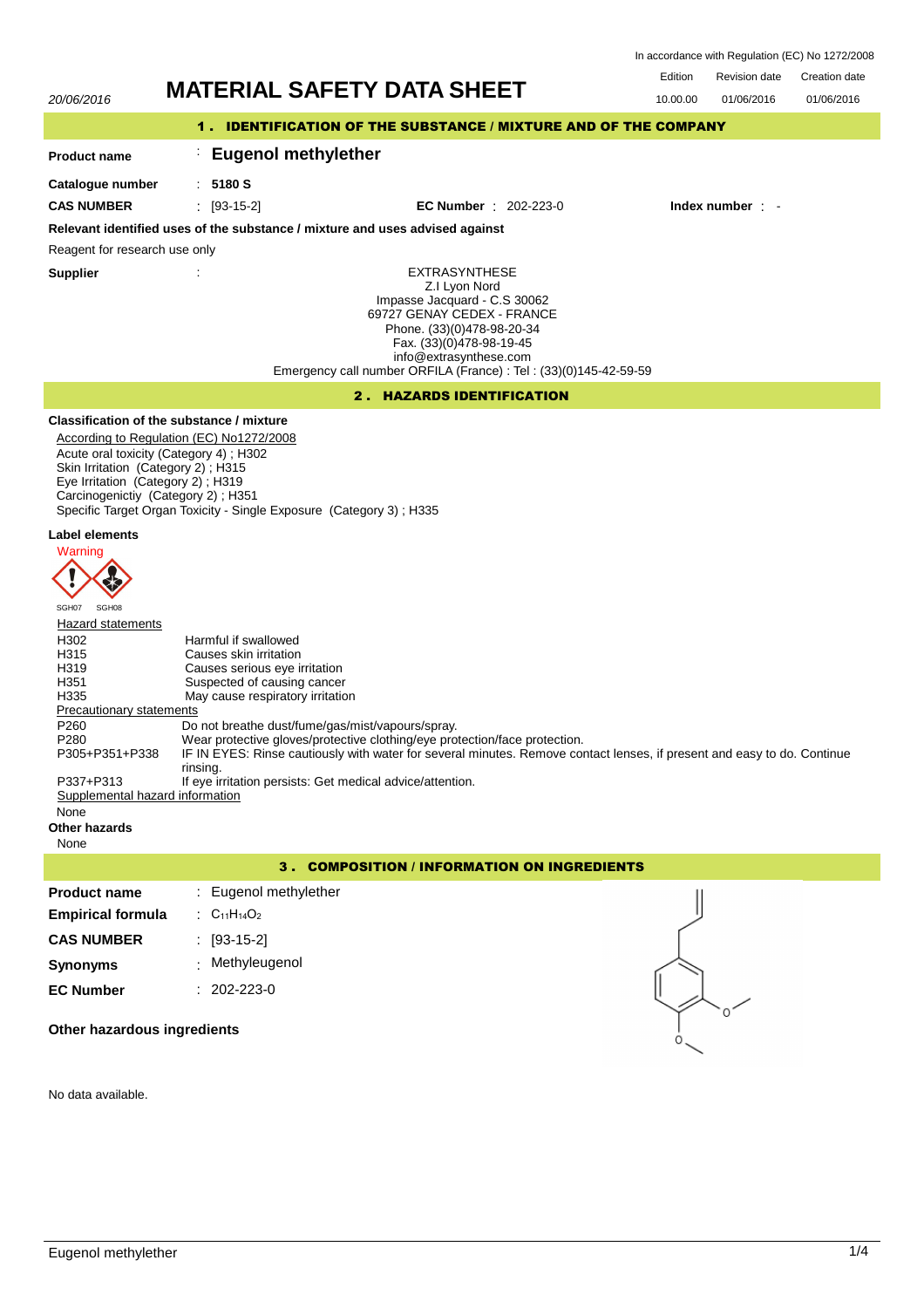In accordance with Regulation (EC) No 1272/2008

20/06/2016

# MATERIAL SAFETY DATA SHEET

| Edition | Revision date | Creation date |
|---|---|---|
| 10.00.00 | 01/06/2016 | 01/06/2016 |

## 1 . IDENTIFICATION OF THE SUBSTANCE / MIXTURE AND OF THE COMPANY

**Product name** : **Eugenol methylether**

**Catalogue number** : **5180 S**

**CAS NUMBER** : [93-15-2] **EC Number** : 202-223-0 **Index number** : -

**Relevant identified uses of the substance / mixture and uses advised against**

Reagent for research use only

**Supplier** :

EXTRASYNTHESE
Z.I Lyon Nord
Impasse Jacquard - C.S 30062
69727 GENAY CEDEX - FRANCE
Phone. (33)(0)478-98-20-34
Fax. (33)(0)478-98-19-45
info@extrasynthese.com
Emergency call number ORFILA (France) : Tel : (33)(0)145-42-59-59

## 2 . HAZARDS IDENTIFICATION

**Classification of the substance / mixture**

According to Regulation (EC) No1272/2008
Acute oral toxicity (Category 4) ; H302
Skin Irritation (Category 2) ; H315
Eye Irritation (Category 2) ; H319
Carcinogenictiy (Category 2) ; H351
Specific Target Organ Toxicity - Single Exposure (Category 3) ; H335

**Label elements**

Warning

SGH07 SGH08

Hazard statements

| | |
|---|---|
| H302 | Harmful if swallowed |
| H315 | Causes skin irritation |
| H319 | Causes serious eye irritation |
| H351 | Suspected of causing cancer |
| H335 | May cause respiratory irritation |

Precautionary statements

| | |
|---|---|
| P260 | Do not breathe dust/fume/gas/mist/vapours/spray. |
| P280 | Wear protective gloves/protective clothing/eye protection/face protection. |
| P305+P351+P338 | IF IN EYES: Rinse cautiously with water for several minutes. Remove contact lenses, if present and easy to do. Continue rinsing. |
| P337+P313 | If eye irritation persists: Get medical advice/attention. |

Supplemental hazard information

None

**Other hazards**

None

## 3 . COMPOSITION / INFORMATION ON INGREDIENTS

**Product name** : Eugenol methylether

**Empirical formula** : $C_{11}H_{14}O_2$

**CAS NUMBER** : [93-15-2]

**Synonyms** : Methyleugenol

**EC Number** : 202-223-0

**Other hazardous ingredients**

No data available.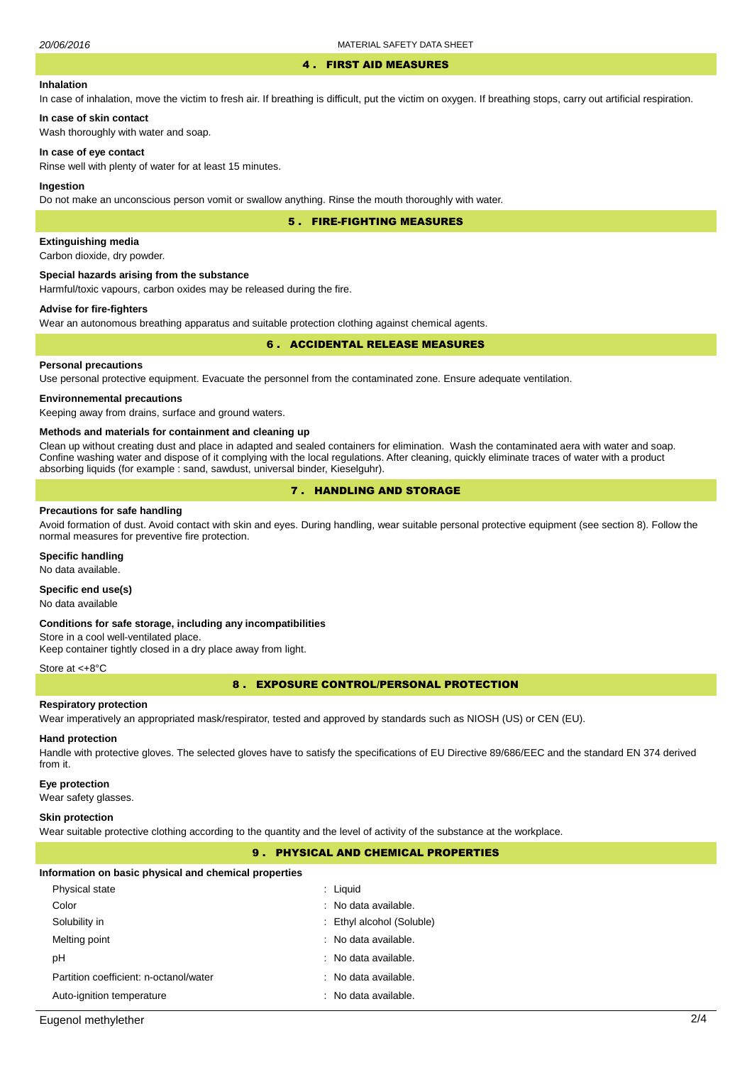## 4 . FIRST AID MEASURES

### Inhalation

In case of inhalation, move the victim to fresh air. If breathing is difficult, put the victim on oxygen. If breathing stops, carry out artificial respiration.

### In case of skin contact

Wash thoroughly with water and soap.

### In case of eye contact

Rinse well with plenty of water for at least 15 minutes.

### Ingestion

Do not make an unconscious person vomit or swallow anything. Rinse the mouth thoroughly with water.

## 5 . FIRE-FIGHTING MEASURES

### Extinguishing media

Carbon dioxide, dry powder.

### Special hazards arising from the substance

Harmful/toxic vapours, carbon oxides may be released during the fire.

### Advise for fire-fighters

Wear an autonomous breathing apparatus and suitable protection clothing against chemical agents.

## 6 . ACCIDENTAL RELEASE MEASURES

### Personal precautions

Use personal protective equipment. Evacuate the personnel from the contaminated zone. Ensure adequate ventilation.

### Environnemental precautions

Keeping away from drains, surface and ground waters.

### Methods and materials for containment and cleaning up

Clean up without creating dust and place in adapted and sealed containers for elimination. Wash the contaminated aera with water and soap. Confine washing water and dispose of it complying with the local regulations. After cleaning, quickly eliminate traces of water with a product absorbing liquids (for example : sand, sawdust, universal binder, Kieselguhr).

## 7 . HANDLING AND STORAGE

### Precautions for safe handling

Avoid formation of dust. Avoid contact with skin and eyes. During handling, wear suitable personal protective equipment (see section 8). Follow the normal measures for preventive fire protection.

### Specific handling

No data available.

### Specific end use(s)

No data available

### Conditions for safe storage, including any incompatibilities

Store in a cool well-ventilated place.
Keep container tightly closed in a dry place away from light.

Store at <+8°C

## 8 . EXPOSURE CONTROL/PERSONAL PROTECTION

### Respiratory protection

Wear imperatively an appropriated mask/respirator, tested and approved by standards such as NIOSH (US) or CEN (EU).

### Hand protection

Handle with protective gloves. The selected gloves have to satisfy the specifications of EU Directive 89/686/EEC and the standard EN 374 derived from it.

### Eye protection

Wear safety glasses.

### Skin protection

Wear suitable protective clothing according to the quantity and the level of activity of the substance at the workplace.

## 9 . PHYSICAL AND CHEMICAL PROPERTIES

### Information on basic physical and chemical properties

| | |
|---|---|
| Physical state | : Liquid |
| Color | : No data available. |
| Solubility in | : Ethyl alcohol (Soluble) |
| Melting point | : No data available. |
| pH | : No data available. |
| Partition coefficient: n-octanol/water | : No data available. |
| Auto-ignition temperature | : No data available. |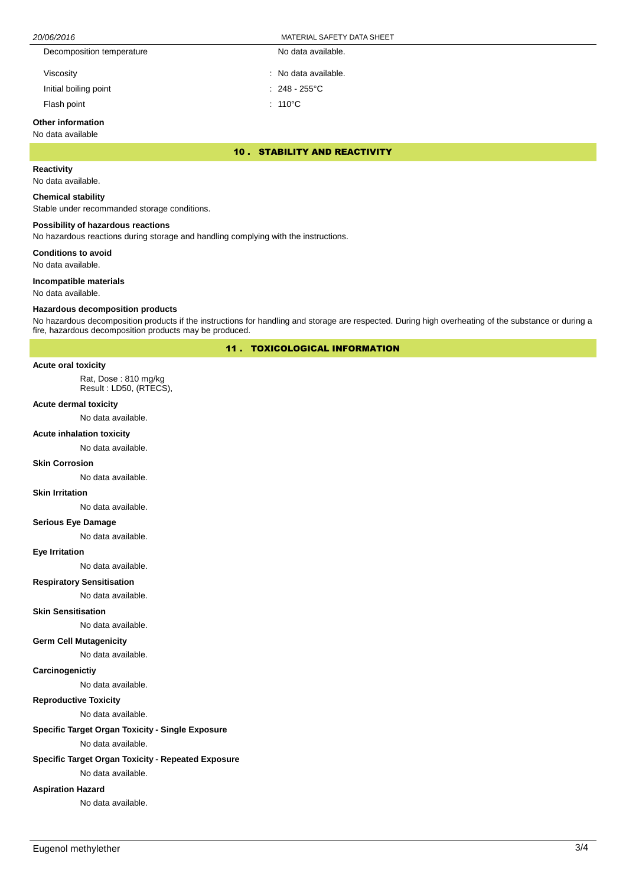| | |
|---|---|
| Decomposition temperature | No data available. |
| Viscosity | : No data available. |
| Initial boiling point | : 248 - 255°C |
| Flash point | : 110°C |

**Other information**

No data available

## 10 . STABILITY AND REACTIVITY

**Reactivity**

No data available.

**Chemical stability**

Stable under recommanded storage conditions.

**Possibility of hazardous reactions**

No hazardous reactions during storage and handling complying with the instructions.

**Conditions to avoid**

No data available.

**Incompatible materials**

No data available.

**Hazardous decomposition products**

No hazardous decomposition products if the instructions for handling and storage are respected. During high overheating of the substance or during a fire, hazardous decomposition products may be produced.

## 11 . TOXICOLOGICAL INFORMATION

**Acute oral toxicity**

Rat, Dose : 810 mg/kg
Result : LD50, (RTECS),

**Acute dermal toxicity**

No data available.

**Acute inhalation toxicity**

No data available.

**Skin Corrosion**

No data available.

**Skin Irritation**

No data available.

**Serious Eye Damage**

No data available.

**Eye Irritation**

No data available.

**Respiratory Sensitisation**

No data available.

**Skin Sensitisation**

No data available.

**Germ Cell Mutagenicity**

No data available.

**Carcinogenictiy**

No data available.

**Reproductive Toxicity**

No data available.

**Specific Target Organ Toxicity - Single Exposure**

No data available.

**Specific Target Organ Toxicity - Repeated Exposure**

No data available.

**Aspiration Hazard**

No data available.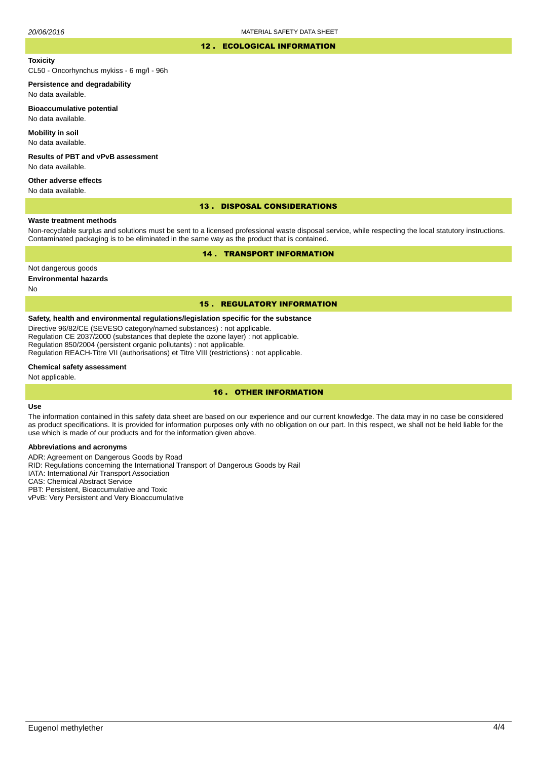## 12 . ECOLOGICAL INFORMATION

**Toxicity**

CL50 - Oncorhynchus mykiss - 6 mg/l - 96h

**Persistence and degradability**

No data available.

**Bioaccumulative potential**

No data available.

**Mobility in soil**

No data available.

**Results of PBT and vPvB assessment**

No data available.

**Other adverse effects**

No data available.

## 13 . DISPOSAL CONSIDERATIONS

**Waste treatment methods**

Non-recyclable surplus and solutions must be sent to a licensed professional waste disposal service, while respecting the local statutory instructions. Contaminated packaging is to be eliminated in the same way as the product that is contained.

## 14 . TRANSPORT INFORMATION

Not dangerous goods

**Environmental hazards**

No

## 15 . REGULATORY INFORMATION

**Safety, health and environmental regulations/legislation specific for the substance**

Directive 96/82/CE (SEVESO category/named substances) : not applicable.
Regulation CE 2037/2000 (substances that deplete the ozone layer) : not applicable.
Regulation 850/2004 (persistent organic pollutants) : not applicable.
Regulation REACH-Titre VII (authorisations) et Titre VIII (restrictions) : not applicable.

**Chemical safety assessment**

Not applicable.

## 16 . OTHER INFORMATION

**Use**

The information contained in this safety data sheet are based on our experience and our current knowledge. The data may in no case be considered as product specifications. It is provided for information purposes only with no obligation on our part. In this respect, we shall not be held liable for the use which is made of our products and for the information given above.

**Abbreviations and acronyms**

ADR: Agreement on Dangerous Goods by Road
RID: Regulations concerning the International Transport of Dangerous Goods by Rail
IATA: International Air Transport Association
CAS: Chemical Abstract Service
PBT: Persistent, Bioaccumulative and Toxic
vPvB: Very Persistent and Very Bioaccumulative